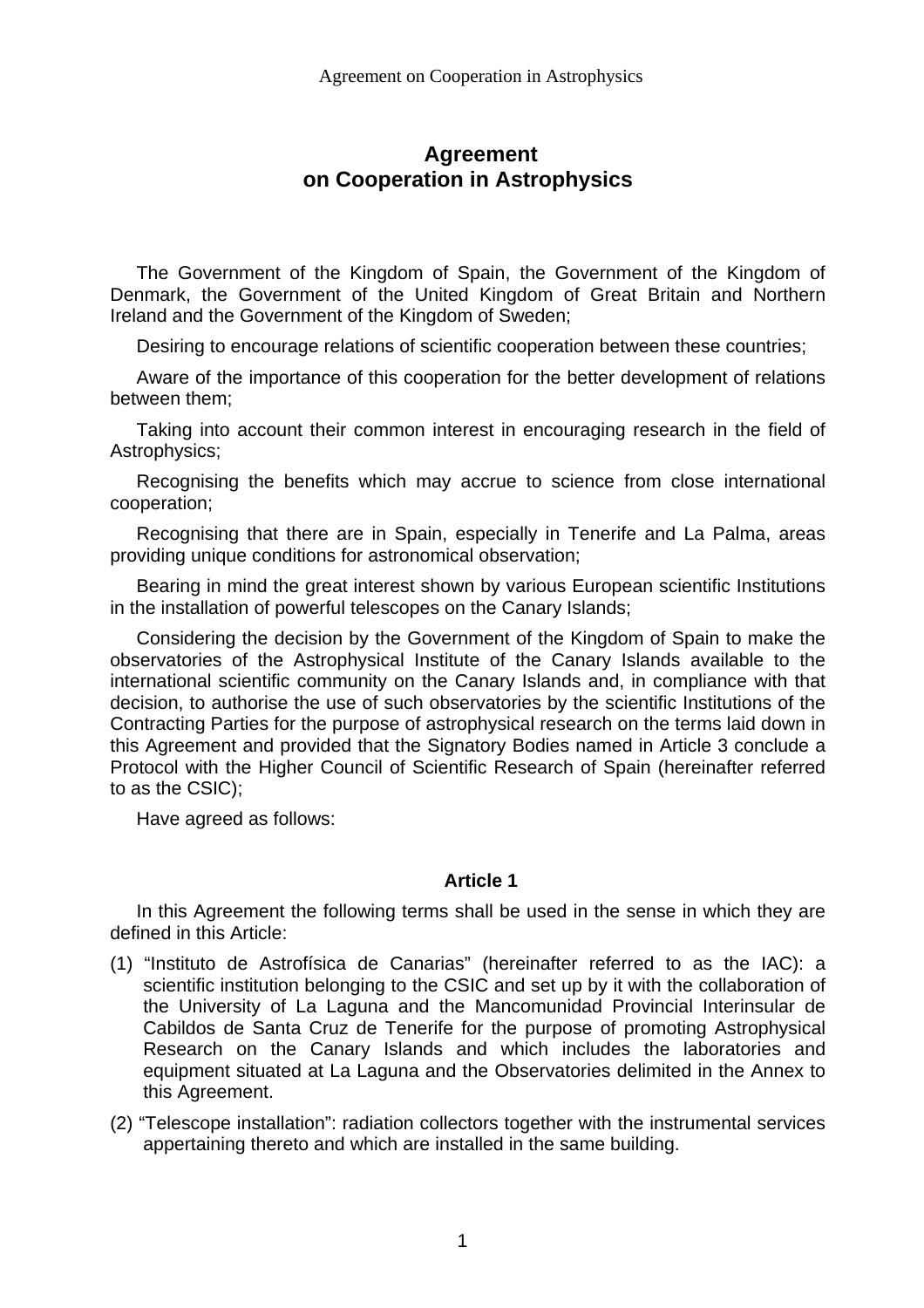# Agreement on Cooperation in Astrophysics

The Government of the Kingdom of Spain, the Government of the Kingdom of Denmark, the Government of the United Kingdom of Great Britain and Northern Ireland and the Government of the Kingdom of Sweden;

Desiring to encourage relations of scientific cooperation between these countries;

Aware of the importance of this cooperation for the better development of relations between them;

Taking into account their common interest in encouraging research in the field of Astrophysics;

Recognising the benefits which may accrue to science from close international cooperation;

Recognising that there are in Spain, especially in Tenerife and La Palma, areas providing unique conditions for astronomical observation;

Bearing in mind the great interest shown by various European scientific Institutions in the installation of powerful telescopes on the Canary Islands;

Considering the decision by the Government of the Kingdom of Spain to make the observatories of the Astrophysical Institute of the Canary Islands available to the international scientific community on the Canary Islands and, in compliance with that decision, to authorise the use of such observatories by the scientific Institutions of the Contracting Parties for the purpose of astrophysical research on the terms laid down in this Agreement and provided that the Signatory Bodies named in Article 3 conclude a Protocol with the Higher Council of Scientific Research of Spain (hereinafter referred to as the CSIC);

Have agreed as follows:

**Article 1**

In this Agreement the following terms shall be used in the sense in which they are defined in this Article:

(1) "Instituto de Astrofísica de Canarias" (hereinafter referred to as the IAC): a scientific institution belonging to the CSIC and set up by it with the collaboration of the University of La Laguna and the Mancomunidad Provincial Interinsular de Cabildos de Santa Cruz de Tenerife for the purpose of promoting Astrophysical Research on the Canary Islands and which includes the laboratories and equipment situated at La Laguna and the Observatories delimited in the Annex to this Agreement.

(2) "Telescope installation": radiation collectors together with the instrumental services appertaining thereto and which are installed in the same building.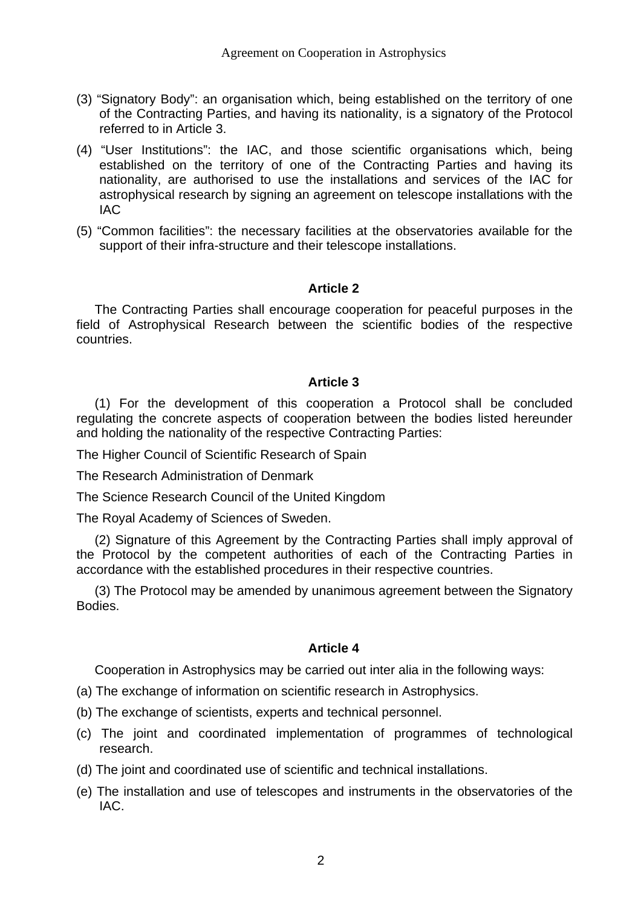(3) “Signatory Body”: an organisation which, being established on the territory of one of the Contracting Parties, and having its nationality, is a signatory of the Protocol referred to in Article 3.

(4) “User Institutions”: the IAC, and those scientific organisations which, being established on the territory of one of the Contracting Parties and having its nationality, are authorised to use the installations and services of the IAC for astrophysical research by signing an agreement on telescope installations with the IAC

(5) “Common facilities”: the necessary facilities at the observatories available for the support of their infra-structure and their telescope installations.

### Article 2

The Contracting Parties shall encourage cooperation for peaceful purposes in the field of Astrophysical Research between the scientific bodies of the respective countries.

### Article 3

(1) For the development of this cooperation a Protocol shall be concluded regulating the concrete aspects of cooperation between the bodies listed hereunder and holding the nationality of the respective Contracting Parties:

The Higher Council of Scientific Research of Spain

The Research Administration of Denmark

The Science Research Council of the United Kingdom

The Royal Academy of Sciences of Sweden.

(2) Signature of this Agreement by the Contracting Parties shall imply approval of the Protocol by the competent authorities of each of the Contracting Parties in accordance with the established procedures in their respective countries.

(3) The Protocol may be amended by unanimous agreement between the Signatory Bodies.

### Article 4

Cooperation in Astrophysics may be carried out inter alia in the following ways:

(a) The exchange of information on scientific research in Astrophysics.

(b) The exchange of scientists, experts and technical personnel.

(c) The joint and coordinated implementation of programmes of technological research.

(d) The joint and coordinated use of scientific and technical installations.

(e) The installation and use of telescopes and instruments in the observatories of the IAC.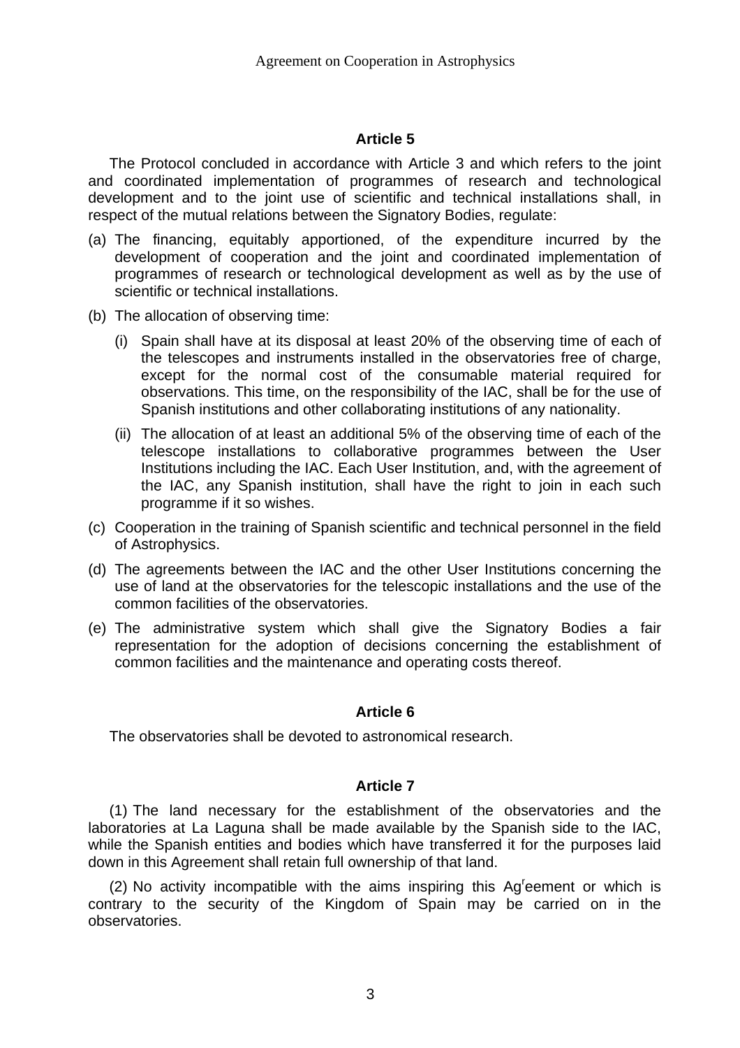**Article 5**

The Protocol concluded in accordance with Article 3 and which refers to the joint and coordinated implementation of programmes of research and technological development and to the joint use of scientific and technical installations shall, in respect of the mutual relations between the Signatory Bodies, regulate:

(a) The financing, equitably apportioned, of the expenditure incurred by the development of cooperation and the joint and coordinated implementation of programmes of research or technological development as well as by the use of scientific or technical installations.

(b) The allocation of observing time:

  (i) Spain shall have at its disposal at least 20% of the observing time of each of the telescopes and instruments installed in the observatories free of charge, except for the normal cost of the consumable material required for observations. This time, on the responsibility of the IAC, shall be for the use of Spanish institutions and other collaborating institutions of any nationality.

  (ii) The allocation of at least an additional 5% of the observing time of each of the telescope installations to collaborative programmes between the User Institutions including the IAC. Each User Institution, and, with the agreement of the IAC, any Spanish institution, shall have the right to join in each such programme if it so wishes.

(c) Cooperation in the training of Spanish scientific and technical personnel in the field of Astrophysics.

(d) The agreements between the IAC and the other User Institutions concerning the use of land at the observatories for the telescopic installations and the use of the common facilities of the observatories.

(e) The administrative system which shall give the Signatory Bodies a fair representation for the adoption of decisions concerning the establishment of common facilities and the maintenance and operating costs thereof.

**Article 6**

The observatories shall be devoted to astronomical research.

**Article 7**

(1) The land necessary for the establishment of the observatories and the laboratories at La Laguna shall be made available by the Spanish side to the IAC, while the Spanish entities and bodies which have transferred it for the purposes laid down in this Agreement shall retain full ownership of that land.

(2) No activity incompatible with the aims inspiring this Agreement or which is contrary to the security of the Kingdom of Spain may be carried on in the observatories.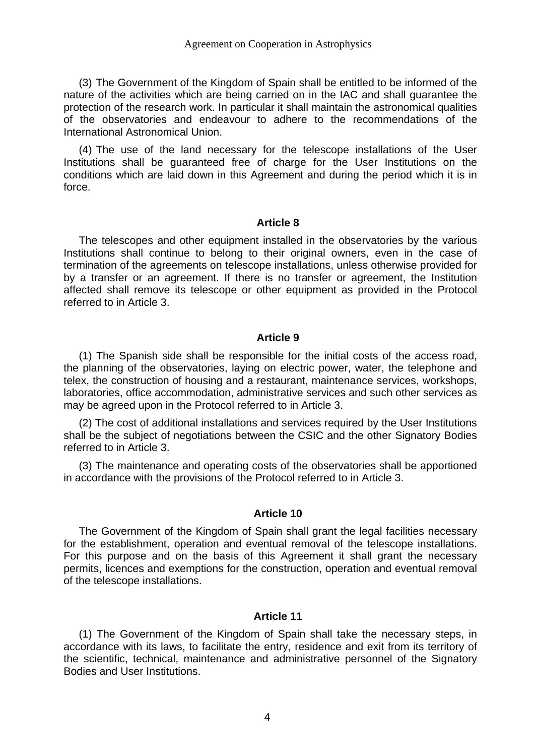(3) The Government of the Kingdom of Spain shall be entitled to be informed of the nature of the activities which are being carried on in the IAC and shall guarantee the protection of the research work. In particular it shall maintain the astronomical qualities of the observatories and endeavour to adhere to the recommendations of the International Astronomical Union.

(4) The use of the land necessary for the telescope installations of the User Institutions shall be guaranteed free of charge for the User Institutions on the conditions which are laid down in this Agreement and during the period which it is in force.

## Article 8

The telescopes and other equipment installed in the observatories by the various Institutions shall continue to belong to their original owners, even in the case of termination of the agreements on telescope installations, unless otherwise provided for by a transfer or an agreement. If there is no transfer or agreement, the Institution affected shall remove its telescope or other equipment as provided in the Protocol referred to in Article 3.

## Article 9

(1) The Spanish side shall be responsible for the initial costs of the access road, the planning of the observatories, laying on electric power, water, the telephone and telex, the construction of housing and a restaurant, maintenance services, workshops, laboratories, office accommodation, administrative services and such other services as may be agreed upon in the Protocol referred to in Article 3.

(2) The cost of additional installations and services required by the User Institutions shall be the subject of negotiations between the CSIC and the other Signatory Bodies referred to in Article 3.

(3) The maintenance and operating costs of the observatories shall be apportioned in accordance with the provisions of the Protocol referred to in Article 3.

## Article 10

The Government of the Kingdom of Spain shall grant the legal facilities necessary for the establishment, operation and eventual removal of the telescope installations. For this purpose and on the basis of this Agreement it shall grant the necessary permits, licences and exemptions for the construction, operation and eventual removal of the telescope installations.

## Article 11

(1) The Government of the Kingdom of Spain shall take the necessary steps, in accordance with its laws, to facilitate the entry, residence and exit from its territory of the scientific, technical, maintenance and administrative personnel of the Signatory Bodies and User Institutions.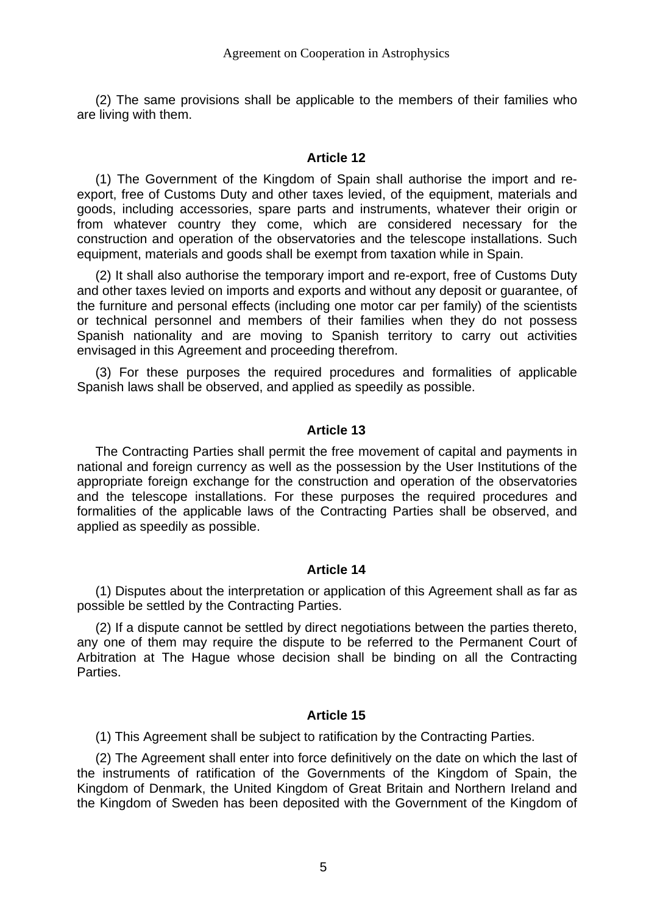(2) The same provisions shall be applicable to the members of their families who are living with them.

### Article 12

(1) The Government of the Kingdom of Spain shall authorise the import and re-export, free of Customs Duty and other taxes levied, of the equipment, materials and goods, including accessories, spare parts and instruments, whatever their origin or from whatever country they come, which are considered necessary for the construction and operation of the observatories and the telescope installations. Such equipment, materials and goods shall be exempt from taxation while in Spain.

(2) It shall also authorise the temporary import and re-export, free of Customs Duty and other taxes levied on imports and exports and without any deposit or guarantee, of the furniture and personal effects (including one motor car per family) of the scientists or technical personnel and members of their families when they do not possess Spanish nationality and are moving to Spanish territory to carry out activities envisaged in this Agreement and proceeding therefrom.

(3) For these purposes the required procedures and formalities of applicable Spanish laws shall be observed, and applied as speedily as possible.

### Article 13

The Contracting Parties shall permit the free movement of capital and payments in national and foreign currency as well as the possession by the User Institutions of the appropriate foreign exchange for the construction and operation of the observatories and the telescope installations. For these purposes the required procedures and formalities of the applicable laws of the Contracting Parties shall be observed, and applied as speedily as possible.

### Article 14

(1) Disputes about the interpretation or application of this Agreement shall as far as possible be settled by the Contracting Parties.

(2) If a dispute cannot be settled by direct negotiations between the parties thereto, any one of them may require the dispute to be referred to the Permanent Court of Arbitration at The Hague whose decision shall be binding on all the Contracting Parties.

### Article 15

(1) This Agreement shall be subject to ratification by the Contracting Parties.

(2) The Agreement shall enter into force definitively on the date on which the last of the instruments of ratification of the Governments of the Kingdom of Spain, the Kingdom of Denmark, the United Kingdom of Great Britain and Northern Ireland and the Kingdom of Sweden has been deposited with the Government of the Kingdom of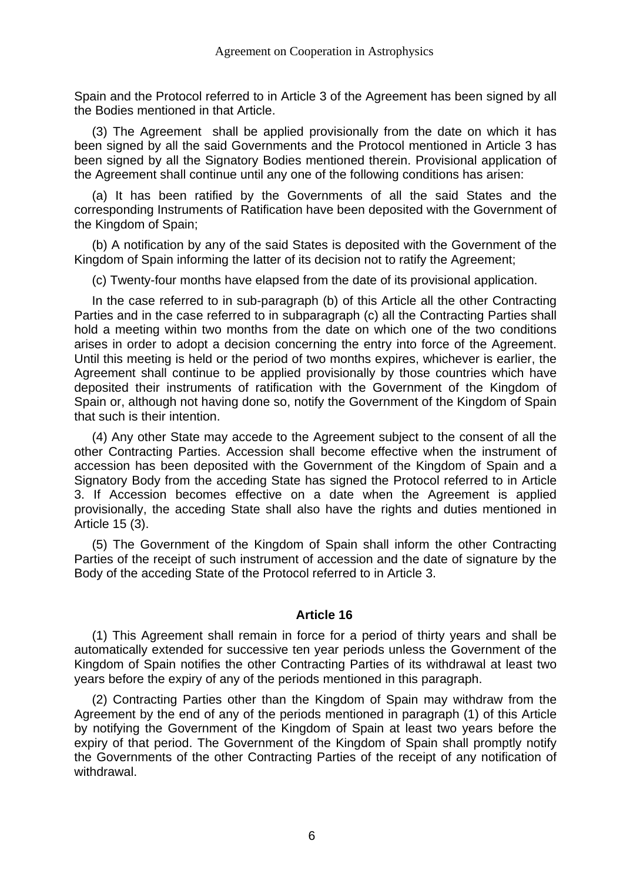Spain and the Protocol referred to in Article 3 of the Agreement has been signed by all the Bodies mentioned in that Article.

(3) The Agreement shall be applied provisionally from the date on which it has been signed by all the said Governments and the Protocol mentioned in Article 3 has been signed by all the Signatory Bodies mentioned therein. Provisional application of the Agreement shall continue until any one of the following conditions has arisen:

(a) It has been ratified by the Governments of all the said States and the corresponding Instruments of Ratification have been deposited with the Government of the Kingdom of Spain;

(b) A notification by any of the said States is deposited with the Government of the Kingdom of Spain informing the latter of its decision not to ratify the Agreement;

(c) Twenty-four months have elapsed from the date of its provisional application.

In the case referred to in sub-paragraph (b) of this Article all the other Contracting Parties and in the case referred to in subparagraph (c) all the Contracting Parties shall hold a meeting within two months from the date on which one of the two conditions arises in order to adopt a decision concerning the entry into force of the Agreement. Until this meeting is held or the period of two months expires, whichever is earlier, the Agreement shall continue to be applied provisionally by those countries which have deposited their instruments of ratification with the Government of the Kingdom of Spain or, although not having done so, notify the Government of the Kingdom of Spain that such is their intention.

(4) Any other State may accede to the Agreement subject to the consent of all the other Contracting Parties. Accession shall become effective when the instrument of accession has been deposited with the Government of the Kingdom of Spain and a Signatory Body from the acceding State has signed the Protocol referred to in Article 3. If Accession becomes effective on a date when the Agreement is applied provisionally, the acceding State shall also have the rights and duties mentioned in Article 15 (3).

(5) The Government of the Kingdom of Spain shall inform the other Contracting Parties of the receipt of such instrument of accession and the date of signature by the Body of the acceding State of the Protocol referred to in Article 3.

## Article 16

(1) This Agreement shall remain in force for a period of thirty years and shall be automatically extended for successive ten year periods unless the Government of the Kingdom of Spain notifies the other Contracting Parties of its withdrawal at least two years before the expiry of any of the periods mentioned in this paragraph.

(2) Contracting Parties other than the Kingdom of Spain may withdraw from the Agreement by the end of any of the periods mentioned in paragraph (1) of this Article by notifying the Government of the Kingdom of Spain at least two years before the expiry of that period. The Government of the Kingdom of Spain shall promptly notify the Governments of the other Contracting Parties of the receipt of any notification of withdrawal.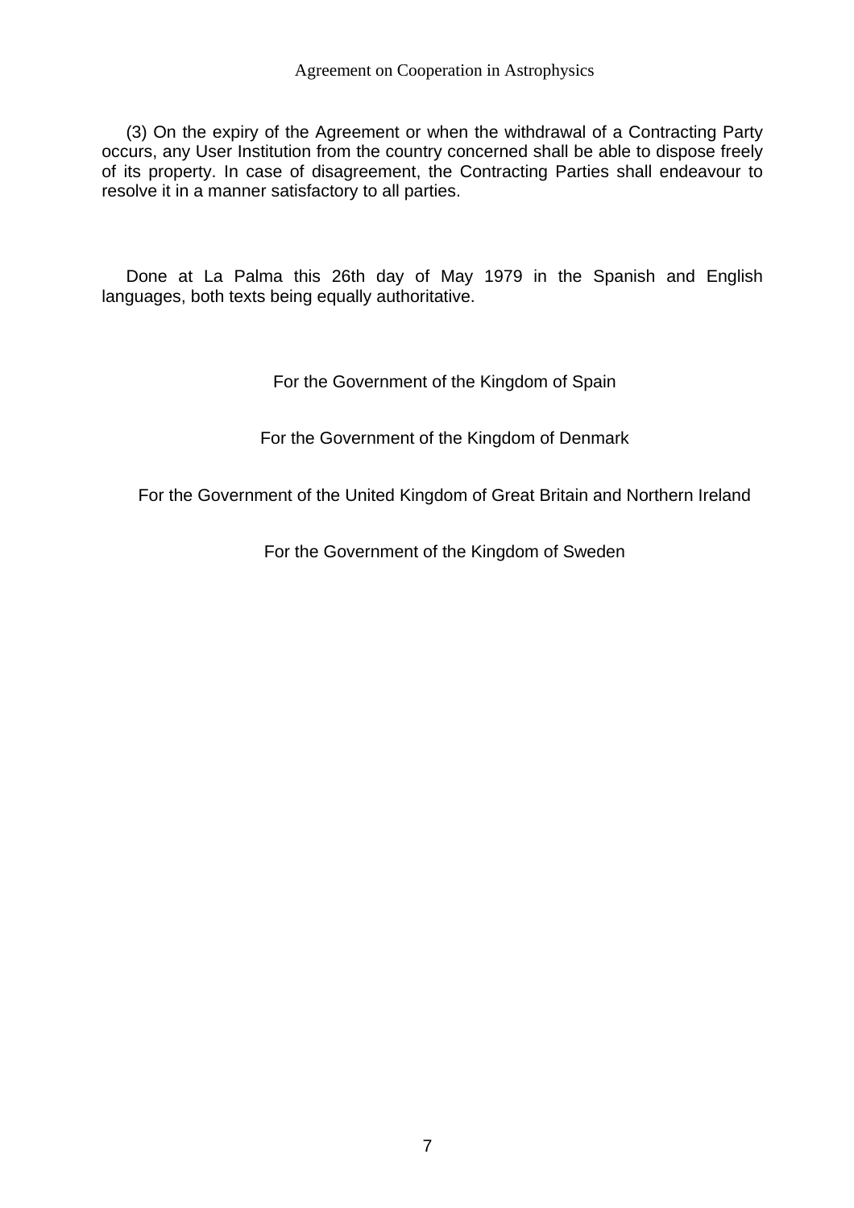(3) On the expiry of the Agreement or when the withdrawal of a Contracting Party occurs, any User Institution from the country concerned shall be able to dispose freely of its property. In case of disagreement, the Contracting Parties shall endeavour to resolve it in a manner satisfactory to all parties.

Done at La Palma this 26th day of May 1979 in the Spanish and English languages, both texts being equally authoritative.

For the Government of the Kingdom of Spain

For the Government of the Kingdom of Denmark

For the Government of the United Kingdom of Great Britain and Northern Ireland

For the Government of the Kingdom of Sweden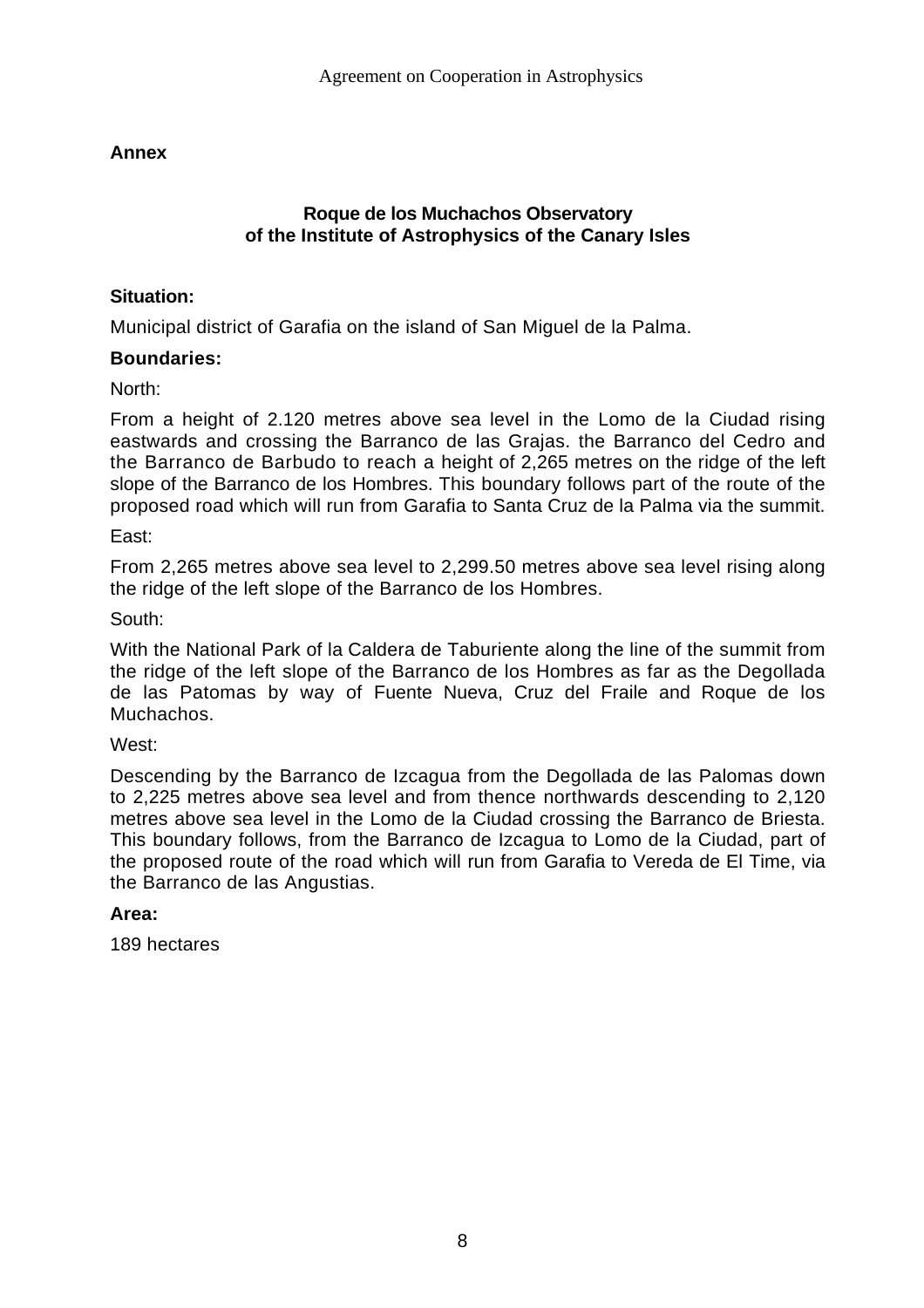**Annex**

### Roque de los Muchachos Observatory
### of the Institute of Astrophysics of the Canary Isles

**Situation:**

Municipal district of Garafia on the island of San Miguel de la Palma.

**Boundaries:**

North:

From a height of 2.120 metres above sea level in the Lomo de la Ciudad rising eastwards and crossing the Barranco de las Grajas. the Barranco del Cedro and the Barranco de Barbudo to reach a height of 2,265 metres on the ridge of the left slope of the Barranco de los Hombres. This boundary follows part of the route of the proposed road which will run from Garafia to Santa Cruz de la Palma via the summit.

East:

From 2,265 metres above sea level to 2,299.50 metres above sea level rising along the ridge of the left slope of the Barranco de los Hombres.

South:

With the National Park of la Caldera de Taburiente along the line of the summit from the ridge of the left slope of the Barranco de los Hombres as far as the Degollada de las Patomas by way of Fuente Nueva, Cruz del Fraile and Roque de los Muchachos.

West:

Descending by the Barranco de Izcagua from the Degollada de las Palomas down to 2,225 metres above sea level and from thence northwards descending to 2,120 metres above sea level in the Lomo de la Ciudad crossing the Barranco de Briesta. This boundary follows, from the Barranco de Izcagua to Lomo de la Ciudad, part of the proposed route of the road which will run from Garafia to Vereda de El Time, via the Barranco de las Angustias.

**Area:**

189 hectares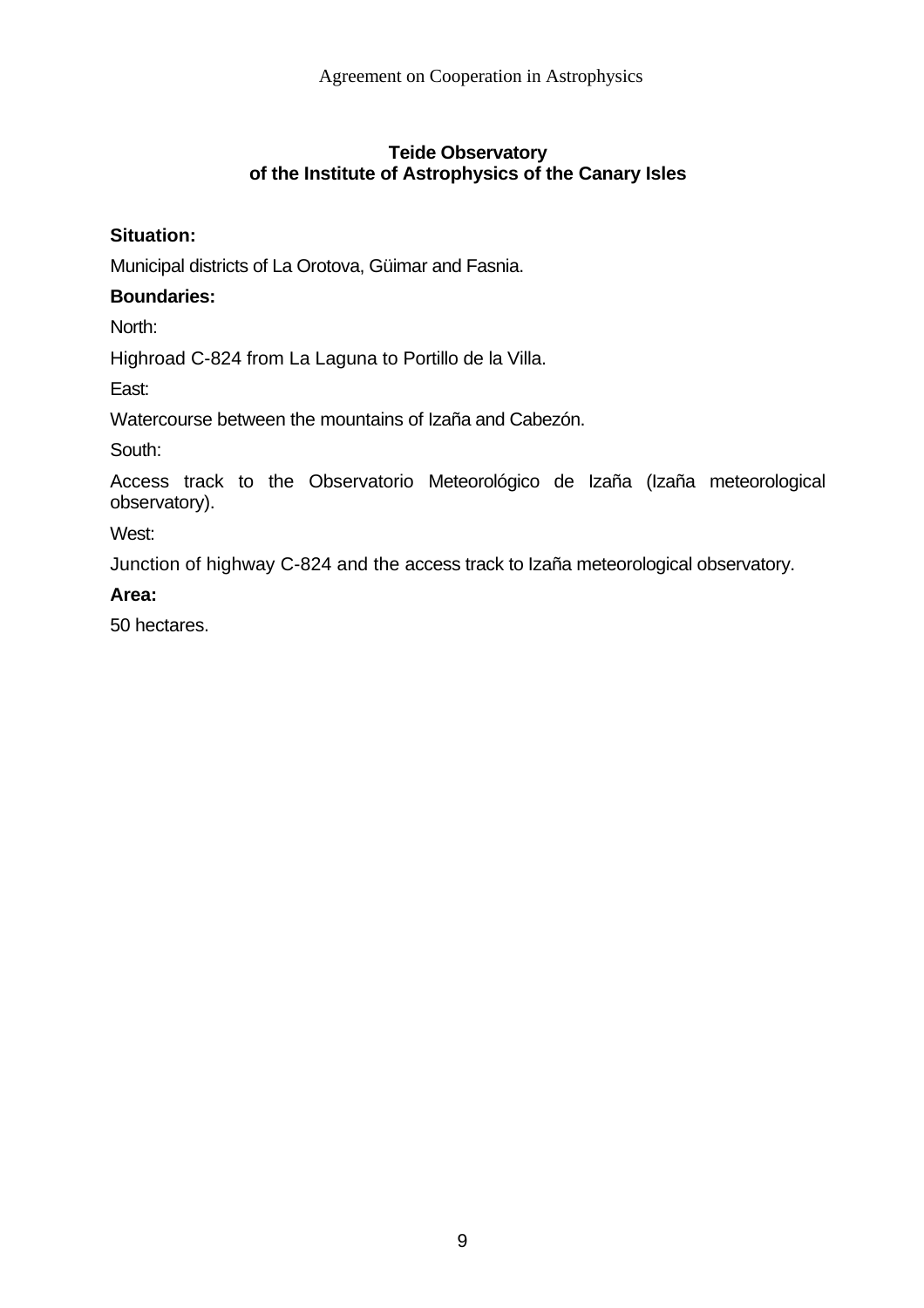## Teide Observatory
## of the Institute of Astrophysics of the Canary Isles

**Situation:**

Municipal districts of La Orotova, Güimar and Fasnia.

**Boundaries:**

North:

Highroad C-824 from La Laguna to Portillo de la Villa.

East:

Watercourse between the mountains of Izaña and Cabezón.

South:

Access track to the Observatorio Meteorológico de Izaña (Izaña meteorological observatory).

West:

Junction of highway C-824 and the access track to Izaña meteorological observatory.

**Area:**

50 hectares.